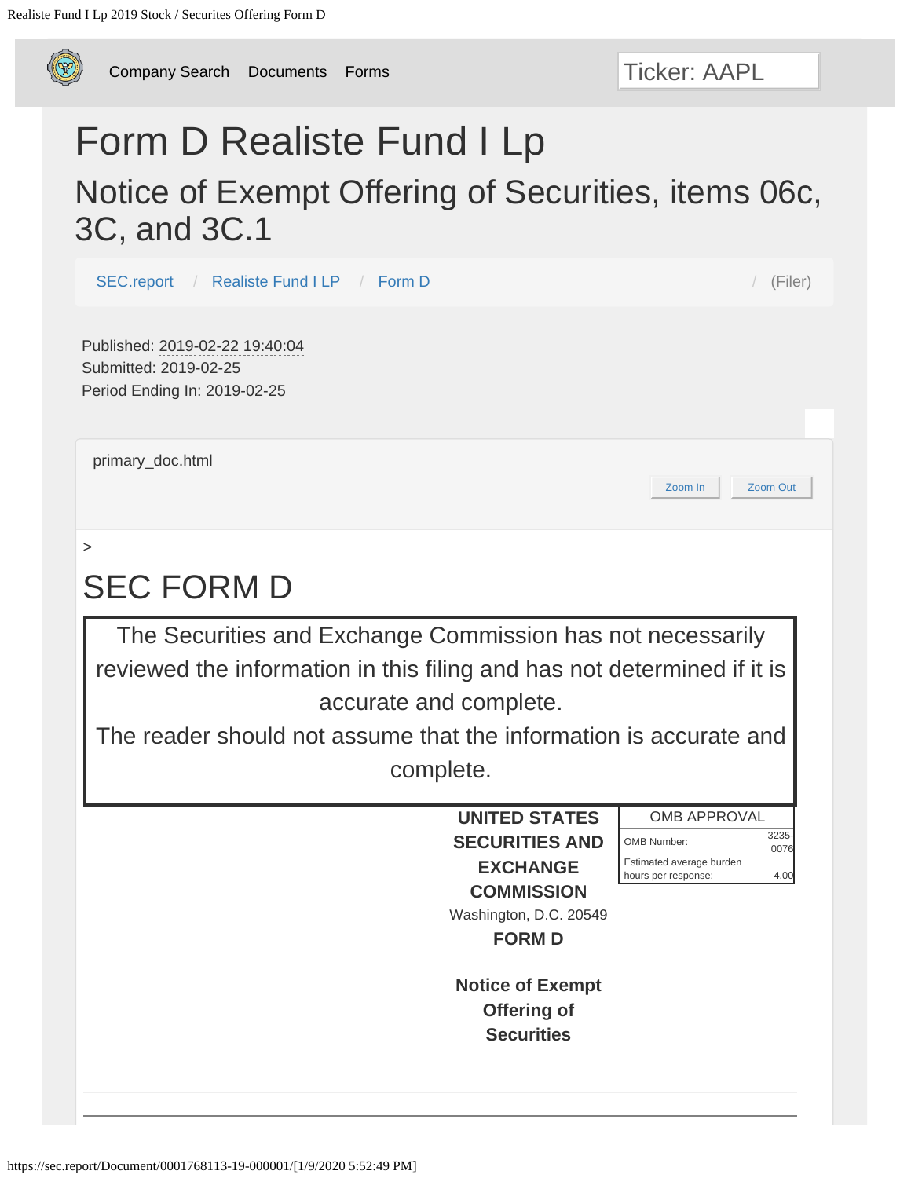Company Search Documents Forms

Ticker: AAPL

# Form D Realiste Fund I Lp

## Notice of Exempt Offering of Securities, items 06c, 3C, and 3C.1

SEC.report / Realiste Fund I LP / Form D / (Filer)

Published: 2019-02-22 19:40:04
Submitted: 2019-02-25
Period Ending In: 2019-02-25

primary_doc.html

Zoom In Zoom Out

>

# SEC FORM D

The Securities and Exchange Commission has not necessarily reviewed the information in this filing and has not determined if it is accurate and complete.
The reader should not assume that the information is accurate and complete.

**UNITED STATES SECURITIES AND EXCHANGE COMMISSION**
Washington, D.C. 20549
**FORM D**

**Notice of Exempt Offering of Securities**

| OMB APPROVAL | |
|---|---|
| OMB Number: | 3235-0076 |
| Estimated average burden hours per response: | 4.00 |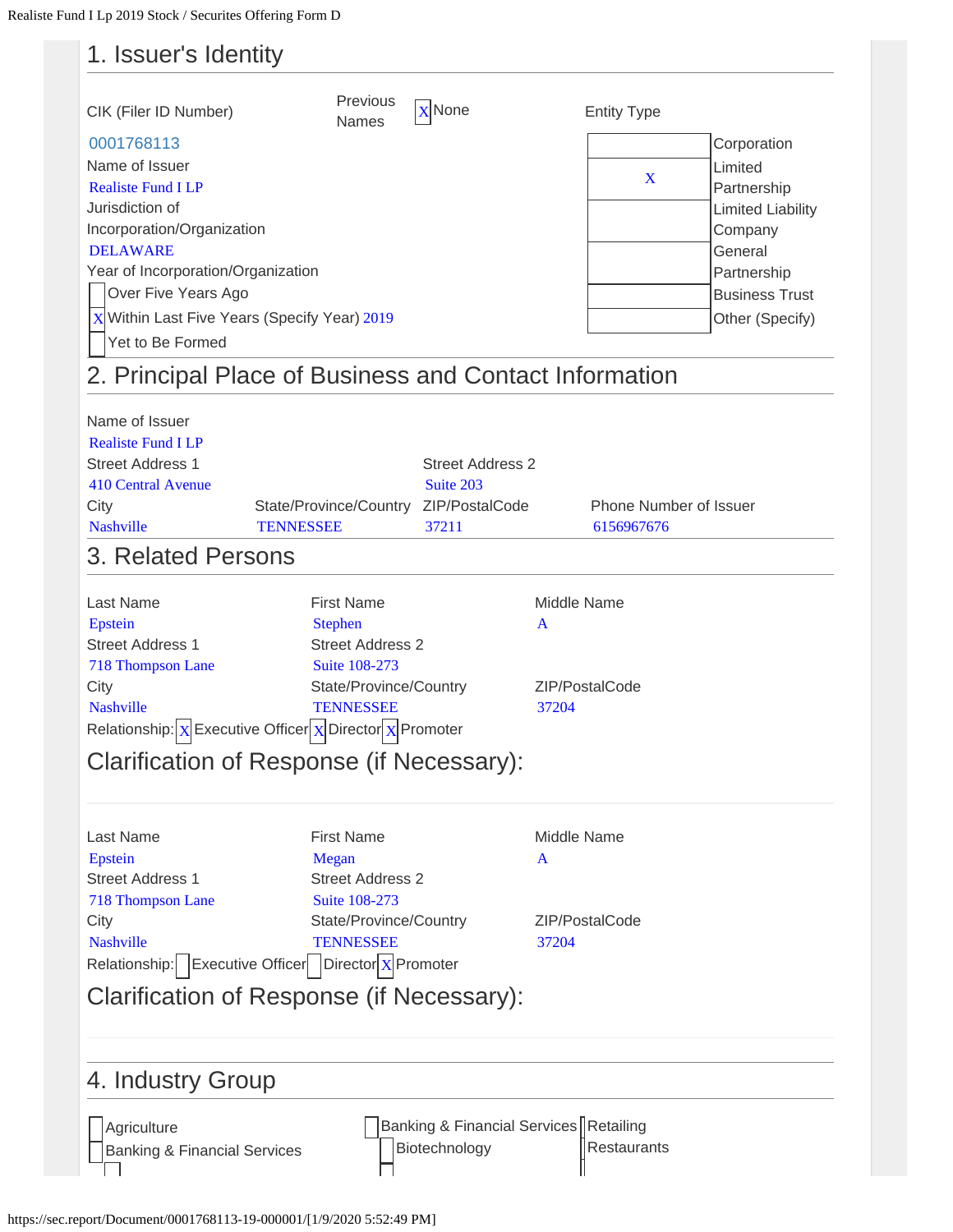## 1. Issuer's Identity

| CIK (Filer ID Number) | Previous Names | [X] None | Entity Type |
|---|---|---|---|
| 0001768113 | | | |

Name of Issuer
Realiste Fund I LP

Jurisdiction of Incorporation/Organization
DELAWARE

Year of Incorporation/Organization

- [ ] Over Five Years Ago
- [X] Within Last Five Years (Specify Year) 2019
- [ ] Yet to Be Formed

Entity Type

| | |
|---|---|
| | Corporation |
| X | Limited Partnership |
| | Limited Liability Company |
| | General Partnership |
| | Business Trust |
| | Other (Specify) |

## 2. Principal Place of Business and Contact Information

Name of Issuer
Realiste Fund I LP

| Street Address 1 | | Street Address 2 | |
|---|---|---|---|
| 410 Central Avenue | | Suite 203 | |
| **City** | **State/Province/Country** | **ZIP/PostalCode** | **Phone Number of Issuer** |
| Nashville | TENNESSEE | 37211 | 6156967676 |

## 3. Related Persons

| Last Name | First Name | Middle Name |
|---|---|---|
| Epstein | Stephen | A |
| **Street Address 1** | **Street Address 2** | |
| 718 Thompson Lane | Suite 108-273 | |
| **City** | **State/Province/Country** | **ZIP/PostalCode** |
| Nashville | TENNESSEE | 37204 |

Relationship: [X] Executive Officer [X] Director [X] Promoter

### Clarification of Response (if Necessary):

| Last Name | First Name | Middle Name |
|---|---|---|
| Epstein | Megan | A |
| **Street Address 1** | **Street Address 2** | |
| 718 Thompson Lane | Suite 108-273 | |
| **City** | **State/Province/Country** | **ZIP/PostalCode** |
| Nashville | TENNESSEE | 37204 |

Relationship: [ ] Executive Officer [ ] Director [X] Promoter

### Clarification of Response (if Necessary):

## 4. Industry Group

- [ ] Agriculture
- [ ] Banking & Financial Services
- [ ] Banking & Financial Services
- [ ] Biotechnology
- [ ] Retailing
- [ ] Restaurants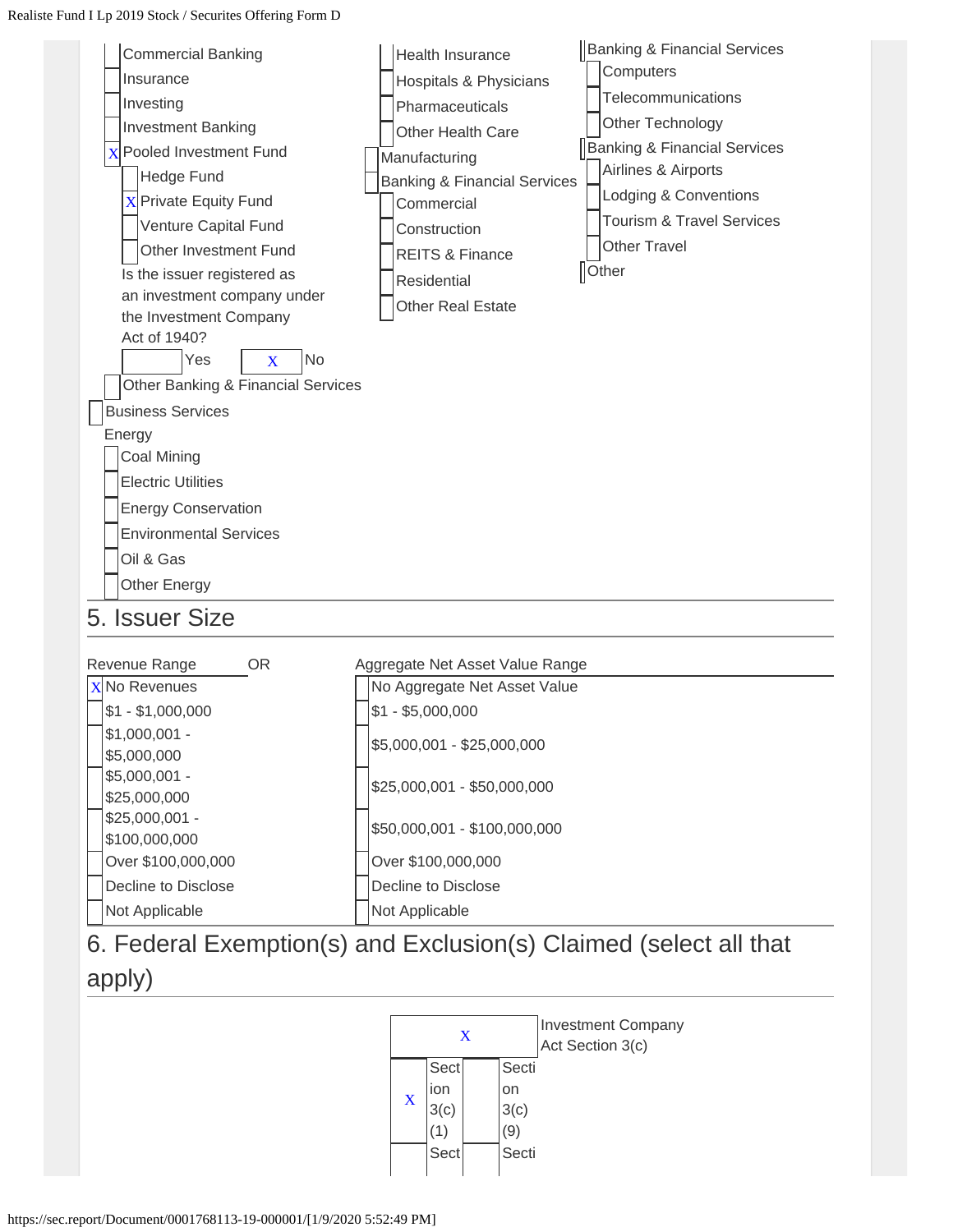- [ ] Commercial Banking
- [ ] Insurance
- [ ] Investing
- [ ] Investment Banking
- [X] Pooled Investment Fund
  - [ ] Hedge Fund
  - [X] Private Equity Fund
  - [ ] Venture Capital Fund
  - [ ] Other Investment Fund

  Is the issuer registered as an investment company under the Investment Company Act of 1940?

  [ ] Yes [X] No
- [ ] Other Banking & Financial Services

[ ] Business Services

Energy

- [ ] Coal Mining
- [ ] Electric Utilities
- [ ] Energy Conservation
- [ ] Environmental Services
- [ ] Oil & Gas
- [ ] Other Energy

- [ ] Health Insurance
- [ ] Hospitals & Physicians
- [ ] Pharmaceuticals
- [ ] Other Health Care

[ ] Manufacturing

[ ] Banking & Financial Services

- [ ] Commercial
- [ ] Construction
- [ ] REITS & Finance
- [ ] Residential
- [ ] Other Real Estate

[ ] Banking & Financial Services

- [ ] Computers
- [ ] Telecommunications
- [ ] Other Technology

[ ] Banking & Financial Services

- [ ] Airlines & Airports
- [ ] Lodging & Conventions
- [ ] Tourism & Travel Services
- [ ] Other Travel

[ ] Other

## 5. Issuer Size

| Revenue Range | OR | Aggregate Net Asset Value Range |
|---|---|---|
| [X] No Revenues | | [ ] No Aggregate Net Asset Value |
| [ ] $1 - $1,000,000 | | [ ] $1 - $5,000,000 |
| [ ] $1,000,001 - $5,000,000 | | [ ] $5,000,001 - $25,000,000 |
| [ ] $5,000,001 - $25,000,000 | | [ ] $25,000,001 - $50,000,000 |
| [ ] $25,000,001 - $100,000,000 | | [ ] $50,000,001 - $100,000,000 |
| [ ] Over $100,000,000 | | [ ] Over $100,000,000 |
| [ ] Decline to Disclose | | [ ] Decline to Disclose |
| [ ] Not Applicable | | [ ] Not Applicable |

## 6. Federal Exemption(s) and Exclusion(s) Claimed (select all that apply)

[X] Investment Company Act Section 3(c)

| | | | |
|---|---|---|---|
| X | Section 3(c)(1) | | Section 3(c)(9) |
| | Sect | | Secti |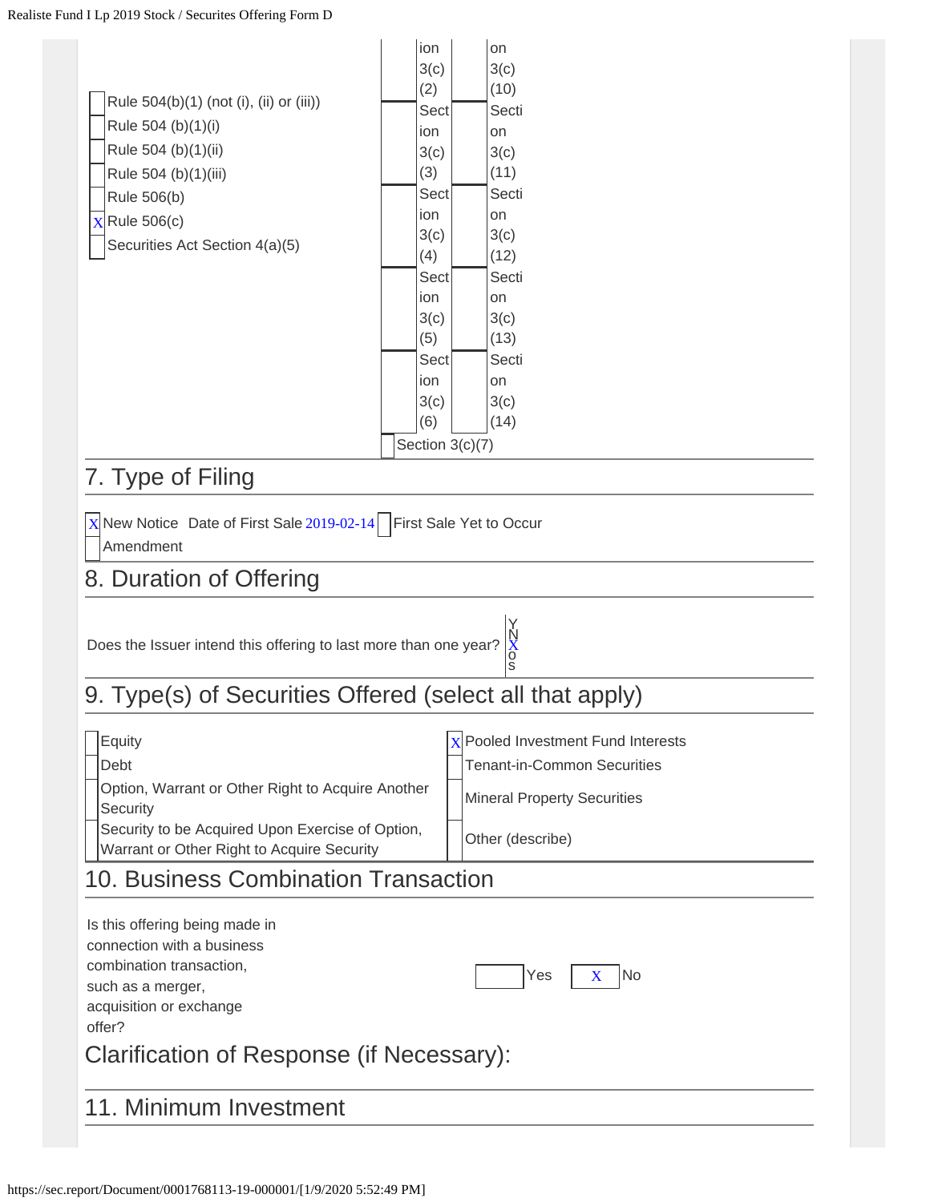- [ ] Rule 504(b)(1) (not (i), (ii) or (iii))
- [ ] Rule 504 (b)(1)(i)
- [ ] Rule 504 (b)(1)(ii)
- [ ] Rule 504 (b)(1)(iii)
- [ ] Rule 506(b)
- [X] Rule 506(c)
- [ ] Securities Act Section 4(a)(5)

| | | | |
|---|---|---|---|
| | Section 3(c)(2) | | Section 3(c)(10) |
| | Section 3(c)(3) | | Section 3(c)(11) |
| | Section 3(c)(4) | | Section 3(c)(12) |
| | Section 3(c)(5) | | Section 3(c)(13) |
| | Section 3(c)(6) | | Section 3(c)(14) |
| | Section 3(c)(7) | | |

## 7. Type of Filing

- [X] New Notice Date of First Sale 2019-02-14 [ ] First Sale Yet to Occur
- [ ] Amendment

## 8. Duration of Offering

Does the Issuer intend this offering to last more than one year? Yes [ ] No [X]

## 9. Type(s) of Securities Offered (select all that apply)

| | | | |
|---|---|---|---|
| [ ] | Equity | [X] | Pooled Investment Fund Interests |
| [ ] | Debt | [ ] | Tenant-in-Common Securities |
| [ ] | Option, Warrant or Other Right to Acquire Another Security | [ ] | Mineral Property Securities |
| [ ] | Security to be Acquired Upon Exercise of Option, Warrant or Other Right to Acquire Security | [ ] | Other (describe) |

## 10. Business Combination Transaction

Is this offering being made in connection with a business combination transaction, such as a merger, acquisition or exchange offer? [ ] Yes [X] No

## Clarification of Response (if Necessary):

## 11. Minimum Investment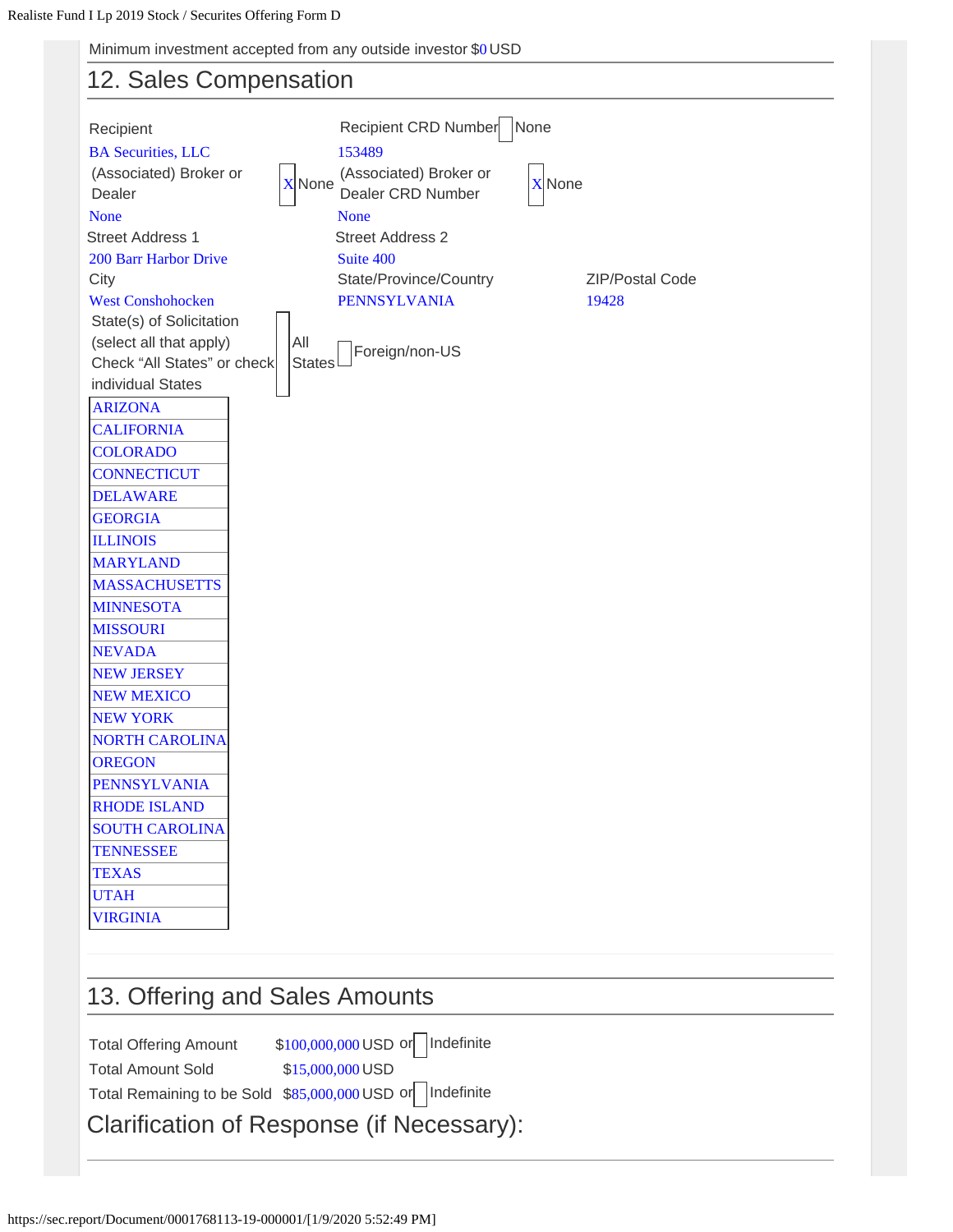Minimum investment accepted from any outside investor $0 USD

## 12. Sales Compensation

| Recipient | | Recipient CRD Number | None |
|---|---|---|---|
| BA Securities, LLC | | 153489 | |
| (Associated) Broker or Dealer | X None | (Associated) Broker or Dealer CRD Number | X None |
| None | | None | |

| Street Address 1 | Street Address 2 | |
|---|---|---|
| 200 Barr Harbor Drive | Suite 400 | |
| City | State/Province/Country | ZIP/Postal Code |
| West Conshohocken | PENNSYLVANIA | 19428 |

State(s) of Solicitation (select all that apply) Check "All States" or check individual States [ ] All States [ ] Foreign/non-US

- ARIZONA
- CALIFORNIA
- COLORADO
- CONNECTICUT
- DELAWARE
- GEORGIA
- ILLINOIS
- MARYLAND
- MASSACHUSETTS
- MINNESOTA
- MISSOURI
- NEVADA
- NEW JERSEY
- NEW MEXICO
- NEW YORK
- NORTH CAROLINA
- OREGON
- PENNSYLVANIA
- RHODE ISLAND
- SOUTH CAROLINA
- TENNESSEE
- TEXAS
- UTAH
- VIRGINIA

## 13. Offering and Sales Amounts

| | | | |
|---|---|---|---|
| Total Offering Amount | $100,000,000 USD | or | [ ] Indefinite |
| Total Amount Sold | $15,000,000 USD | | |
| Total Remaining to be Sold | $85,000,000 USD | or | [ ] Indefinite |

## Clarification of Response (if Necessary):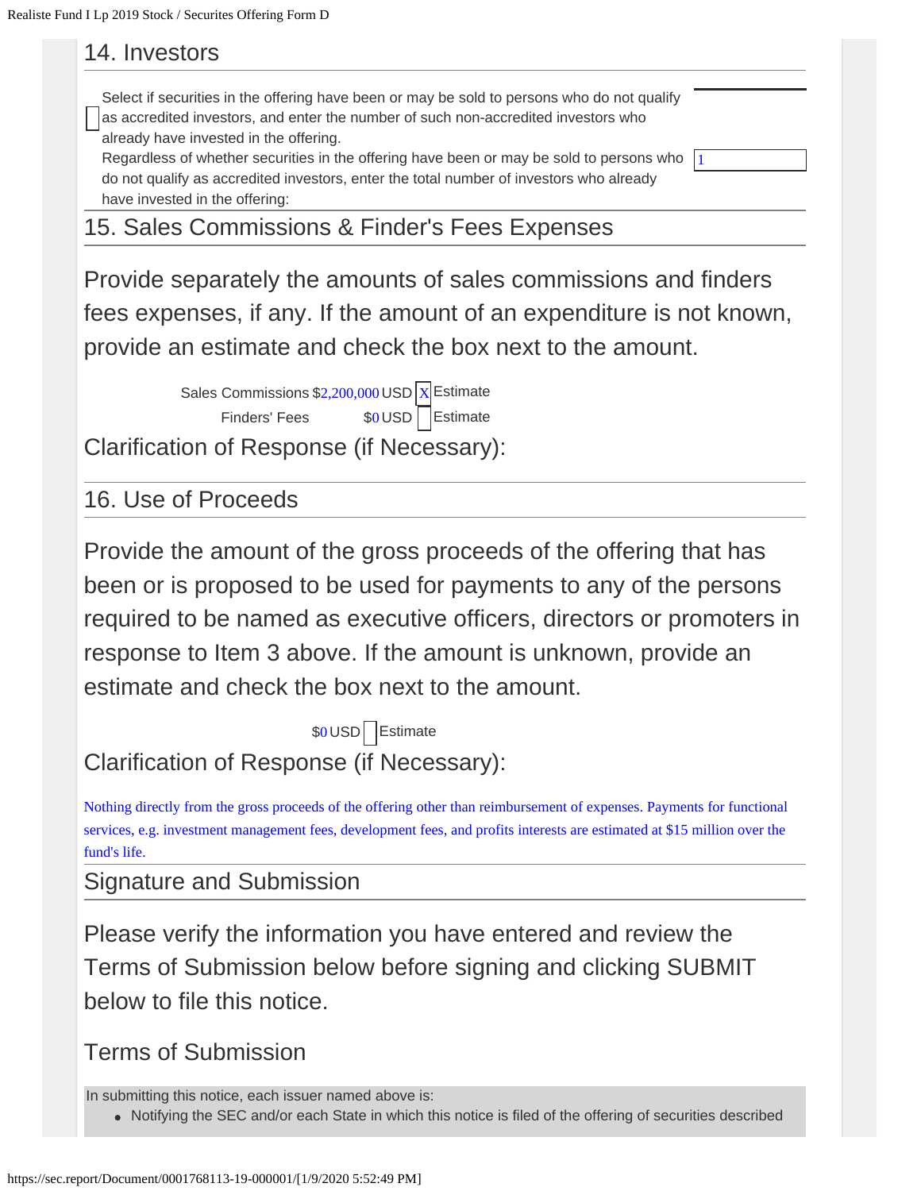## 14. Investors

☐ Select if securities in the offering have been or may be sold to persons who do not qualify as accredited investors, and enter the number of such non-accredited investors who already have invested in the offering.

Regardless of whether securities in the offering have been or may be sold to persons who do not qualify as accredited investors, enter the total number of investors who already have invested in the offering: 1

## 15. Sales Commissions & Finder's Fees Expenses

Provide separately the amounts of sales commissions and finders fees expenses, if any. If the amount of an expenditure is not known, provide an estimate and check the box next to the amount.

Sales Commissions $2,200,000 USD [X] Estimate

Finders' Fees $0 USD ☐ Estimate

Clarification of Response (if Necessary):

## 16. Use of Proceeds

Provide the amount of the gross proceeds of the offering that has been or is proposed to be used for payments to any of the persons required to be named as executive officers, directors or promoters in response to Item 3 above. If the amount is unknown, provide an estimate and check the box next to the amount.

$0 USD ☐ Estimate

Clarification of Response (if Necessary):

Nothing directly from the gross proceeds of the offering other than reimbursement of expenses. Payments for functional services, e.g. investment management fees, development fees, and profits interests are estimated at $15 million over the fund's life.

## Signature and Submission

Please verify the information you have entered and review the Terms of Submission below before signing and clicking SUBMIT below to file this notice.

### Terms of Submission

In submitting this notice, each issuer named above is:

- Notifying the SEC and/or each State in which this notice is filed of the offering of securities described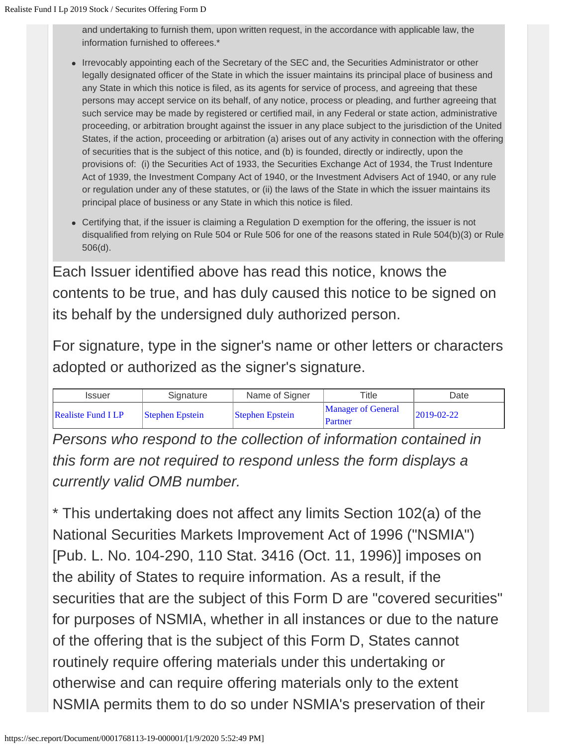and undertaking to furnish them, upon written request, in the accordance with applicable law, the information furnished to offerees.*

- Irrevocably appointing each of the Secretary of the SEC and, the Securities Administrator or other legally designated officer of the State in which the issuer maintains its principal place of business and any State in which this notice is filed, as its agents for service of process, and agreeing that these persons may accept service on its behalf, of any notice, process or pleading, and further agreeing that such service may be made by registered or certified mail, in any Federal or state action, administrative proceeding, or arbitration brought against the issuer in any place subject to the jurisdiction of the United States, if the action, proceeding or arbitration (a) arises out of any activity in connection with the offering of securities that is the subject of this notice, and (b) is founded, directly or indirectly, upon the provisions of: (i) the Securities Act of 1933, the Securities Exchange Act of 1934, the Trust Indenture Act of 1939, the Investment Company Act of 1940, or the Investment Advisers Act of 1940, or any rule or regulation under any of these statutes, or (ii) the laws of the State in which the issuer maintains its principal place of business or any State in which this notice is filed.
- Certifying that, if the issuer is claiming a Regulation D exemption for the offering, the issuer is not disqualified from relying on Rule 504 or Rule 506 for one of the reasons stated in Rule 504(b)(3) or Rule 506(d).

Each Issuer identified above has read this notice, knows the contents to be true, and has duly caused this notice to be signed on its behalf by the undersigned duly authorized person.

For signature, type in the signer's name or other letters or characters adopted or authorized as the signer's signature.

| Issuer | Signature | Name of Signer | Title | Date |
|---|---|---|---|---|
| Realiste Fund I LP | Stephen Epstein | Stephen Epstein | Manager of General Partner | 2019-02-22 |

*Persons who respond to the collection of information contained in this form are not required to respond unless the form displays a currently valid OMB number.*

* This undertaking does not affect any limits Section 102(a) of the National Securities Markets Improvement Act of 1996 ("NSMIA") [Pub. L. No. 104-290, 110 Stat. 3416 (Oct. 11, 1996)] imposes on the ability of States to require information. As a result, if the securities that are the subject of this Form D are "covered securities" for purposes of NSMIA, whether in all instances or due to the nature of the offering that is the subject of this Form D, States cannot routinely require offering materials under this undertaking or otherwise and can require offering materials only to the extent NSMIA permits them to do so under NSMIA's preservation of their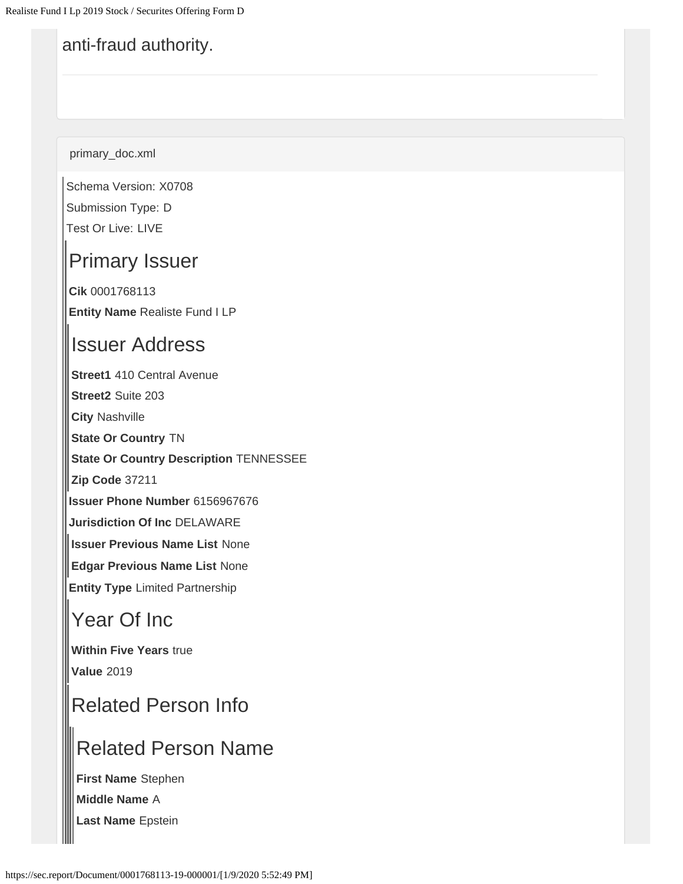anti-fraud authority.

---

primary_doc.xml

Schema Version: X0708

Submission Type: D

Test Or Live: LIVE

# Primary Issuer

**Cik** 0001768113

**Entity Name** Realiste Fund I LP

## Issuer Address

**Street1** 410 Central Avenue

**Street2** Suite 203

**City** Nashville

**State Or Country** TN

**State Or Country Description** TENNESSEE

**Zip Code** 37211

**Issuer Phone Number** 6156967676

**Jurisdiction Of Inc** DELAWARE

**Issuer Previous Name List** None

**Edgar Previous Name List** None

**Entity Type** Limited Partnership

## Year Of Inc

**Within Five Years** true

**Value** 2019

## Related Person Info

### Related Person Name

**First Name** Stephen

**Middle Name** A

**Last Name** Epstein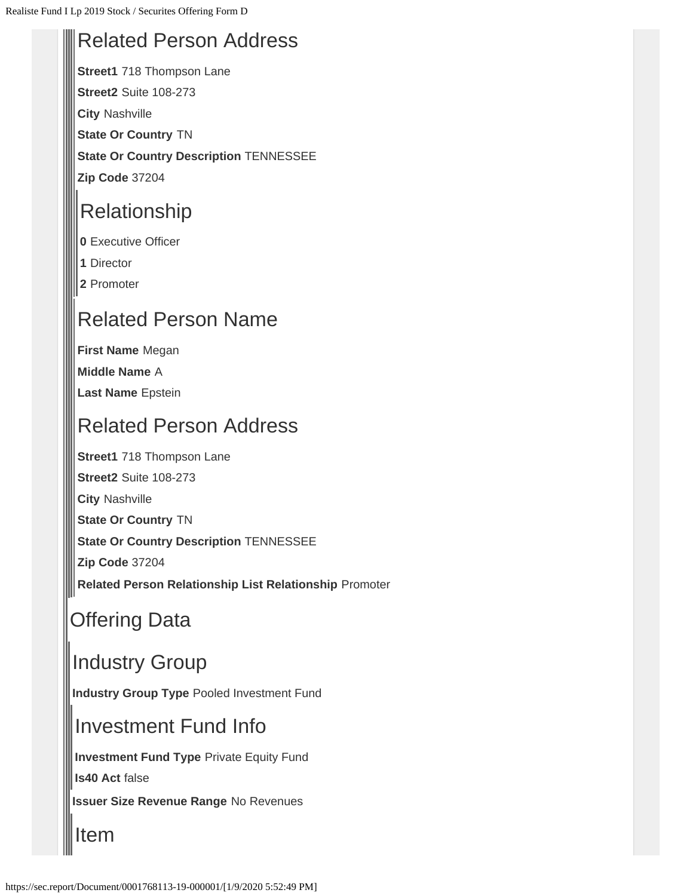## Related Person Address

**Street1** 718 Thompson Lane

**Street2** Suite 108-273

**City** Nashville

**State Or Country** TN

**State Or Country Description** TENNESSEE

**Zip Code** 37204

### Relationship

**0** Executive Officer

**1** Director

**2** Promoter

## Related Person Name

**First Name** Megan

**Middle Name** A

**Last Name** Epstein

## Related Person Address

**Street1** 718 Thompson Lane

**Street2** Suite 108-273

**City** Nashville

**State Or Country** TN

**State Or Country Description** TENNESSEE

**Zip Code** 37204

**Related Person Relationship List Relationship** Promoter

# Offering Data

## Industry Group

**Industry Group Type** Pooled Investment Fund

### Investment Fund Info

**Investment Fund Type** Private Equity Fund

**Is40 Act** false

**Issuer Size Revenue Range** No Revenues

## Item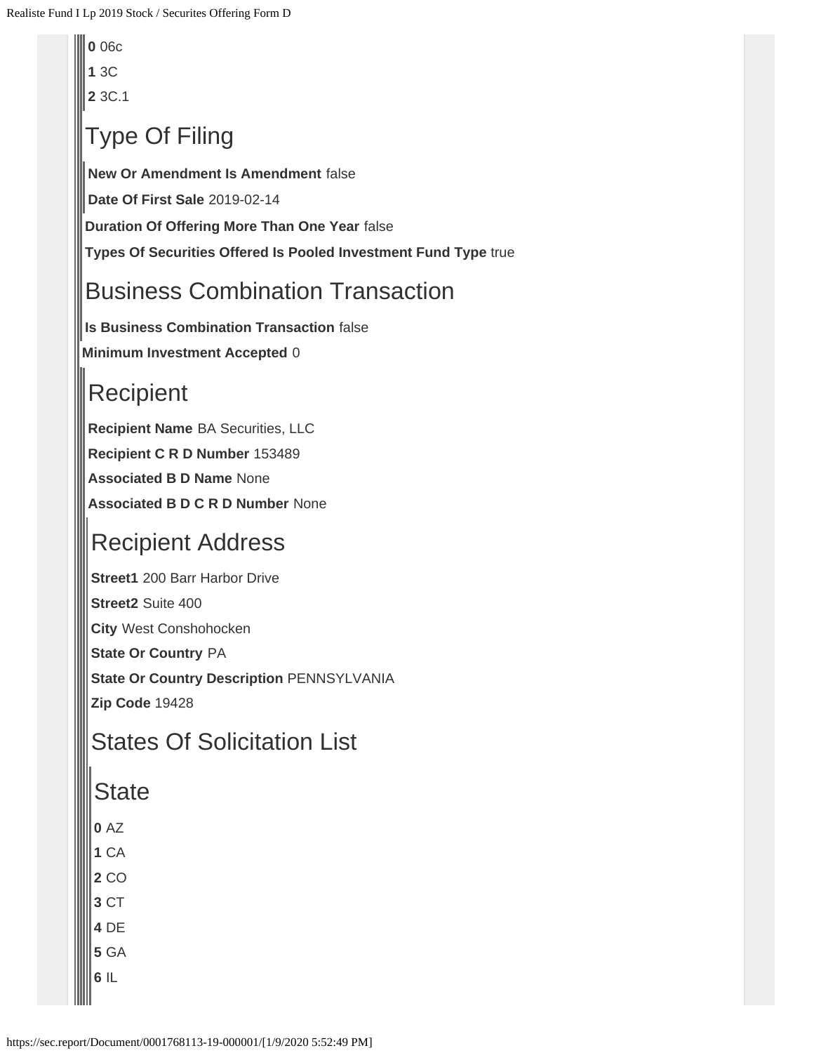**0** 06c

**1** 3C

**2** 3C.1

## Type Of Filing

**New Or Amendment Is Amendment** false

**Date Of First Sale** 2019-02-14

**Duration Of Offering More Than One Year** false

**Types Of Securities Offered Is Pooled Investment Fund Type** true

## Business Combination Transaction

**Is Business Combination Transaction** false

**Minimum Investment Accepted** 0

## Recipient

**Recipient Name** BA Securities, LLC

**Recipient C R D Number** 153489

**Associated B D Name** None

**Associated B D C R D Number** None

## Recipient Address

**Street1** 200 Barr Harbor Drive

**Street2** Suite 400

**City** West Conshohocken

**State Or Country** PA

**State Or Country Description** PENNSYLVANIA

**Zip Code** 19428

## States Of Solicitation List

## State

**0** AZ

**1** CA

**2** CO

**3** CT

**4** DE

**5** GA

**6** IL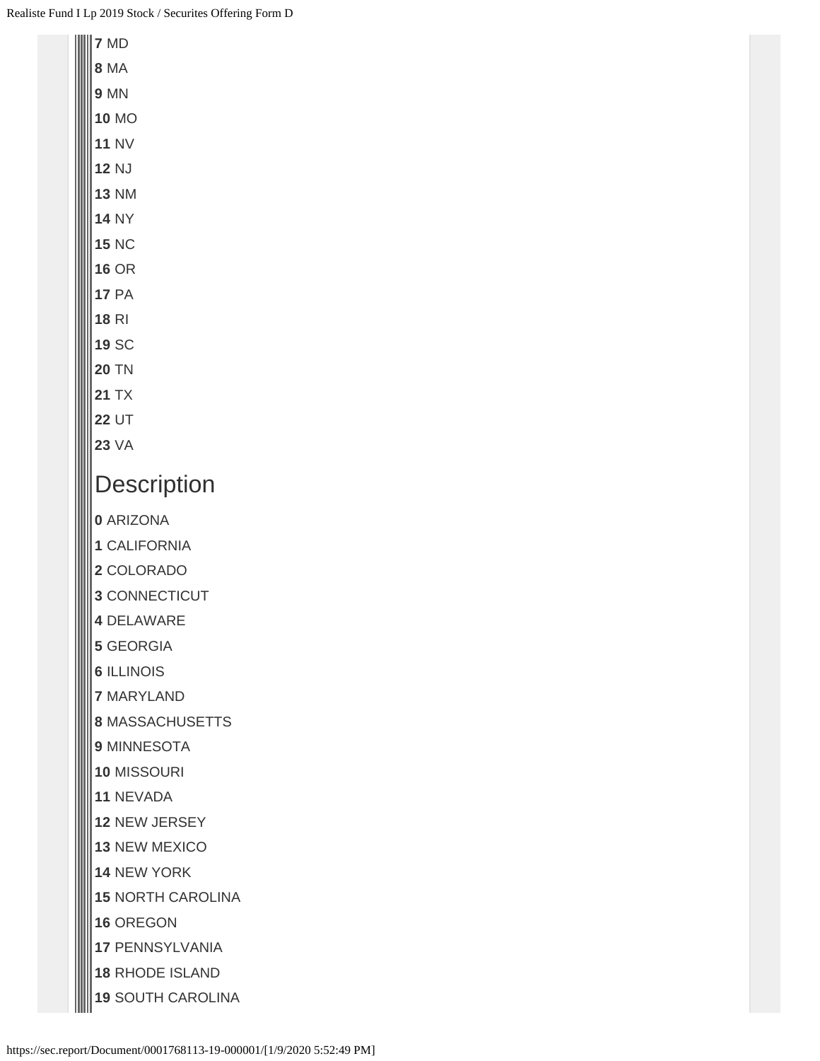**7** MD

**8** MA

**9** MN

**10** MO

**11** NV

**12** NJ

**13** NM

**14** NY

**15** NC

**16** OR

**17** PA

**18** RI

**19** SC

**20** TN

**21** TX

**22** UT

**23** VA

## Description

**0** ARIZONA

**1** CALIFORNIA

**2** COLORADO

**3** CONNECTICUT

**4** DELAWARE

**5** GEORGIA

**6** ILLINOIS

**7** MARYLAND

**8** MASSACHUSETTS

**9** MINNESOTA

**10** MISSOURI

**11** NEVADA

**12** NEW JERSEY

**13** NEW MEXICO

**14** NEW YORK

**15** NORTH CAROLINA

**16** OREGON

**17** PENNSYLVANIA

**18** RHODE ISLAND

**19** SOUTH CAROLINA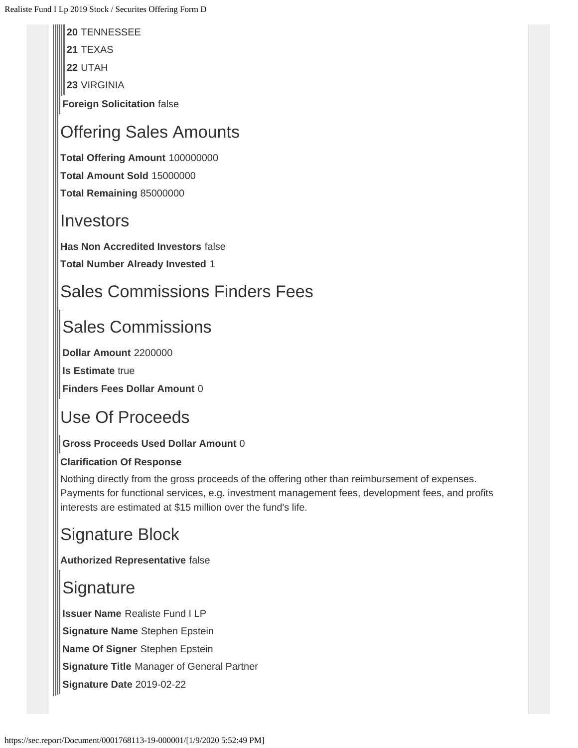**20** TENNESSEE

**21** TEXAS

**22** UTAH

**23** VIRGINIA

**Foreign Solicitation** false

## Offering Sales Amounts

**Total Offering Amount** 100000000

**Total Amount Sold** 15000000

**Total Remaining** 85000000

## Investors

**Has Non Accredited Investors** false

**Total Number Already Invested** 1

## Sales Commissions Finders Fees

### Sales Commissions

**Dollar Amount** 2200000

**Is Estimate** true

**Finders Fees Dollar Amount** 0

## Use Of Proceeds

**Gross Proceeds Used Dollar Amount** 0

**Clarification Of Response**

Nothing directly from the gross proceeds of the offering other than reimbursement of expenses. Payments for functional services, e.g. investment management fees, development fees, and profits interests are estimated at $15 million over the fund's life.

## Signature Block

**Authorized Representative** false

### Signature

**Issuer Name** Realiste Fund I LP

**Signature Name** Stephen Epstein

**Name Of Signer** Stephen Epstein

**Signature Title** Manager of General Partner

**Signature Date** 2019-02-22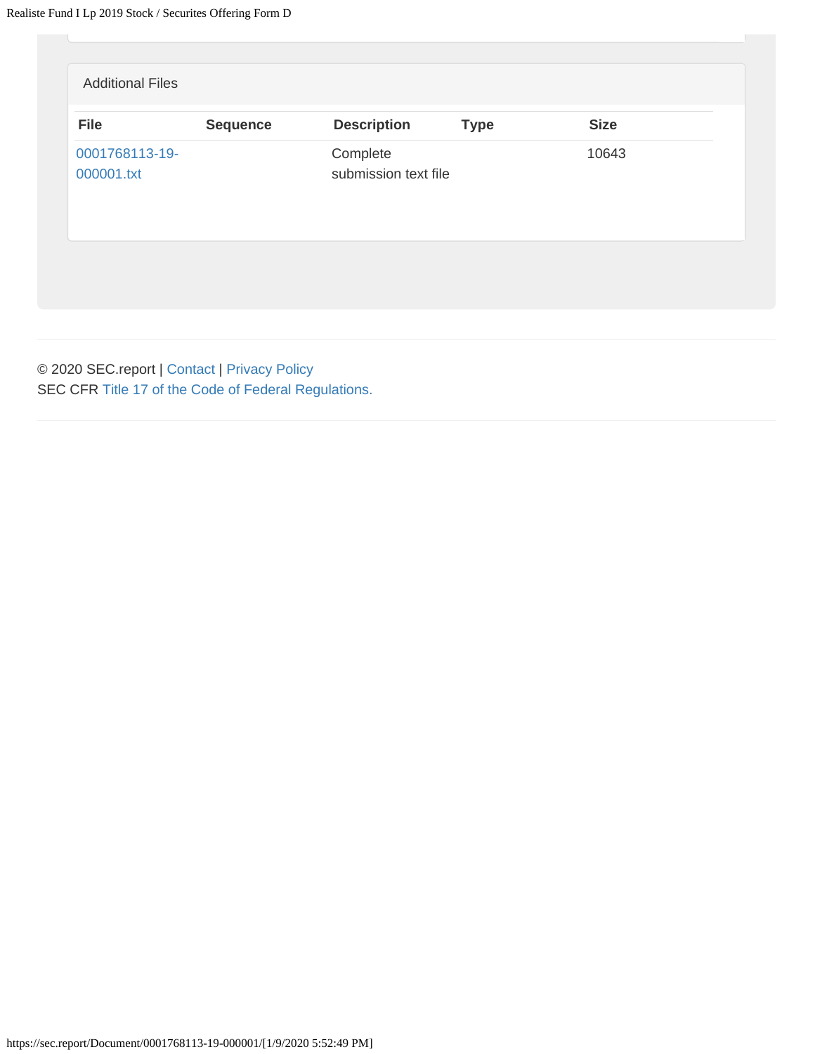Additional Files

| File | Sequence | Description | Type | Size |
| --- | --- | --- | --- | --- |
| 0001768113-19-000001.txt | | Complete submission text file | | 10643 |

© 2020 SEC.report | Contact | Privacy Policy
SEC CFR Title 17 of the Code of Federal Regulations.